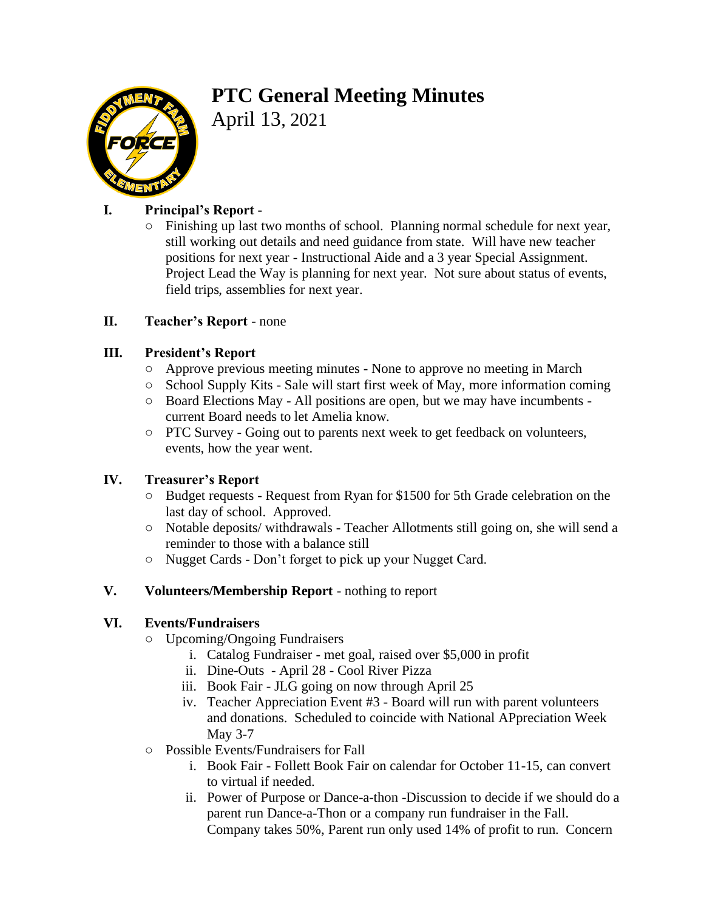# PTC General Meeting Minutes

April 13, 2021

## I. Principal's Report -

- Finishing up last two months of school. Planning normal schedule for next year, still working out details and need guidance from state. Will have new teacher positions for next year - Instructional Aide and a 3 year Special Assignment. Project Lead the Way is planning for next year. Not sure about status of events, field trips, assemblies for next year.

## II. Teacher's Report - none

## III. President's Report

- Approve previous meeting minutes - None to approve no meeting in March
- School Supply Kits - Sale will start first week of May, more information coming
- Board Elections May - All positions are open, but we may have incumbents - current Board needs to let Amelia know.
- PTC Survey - Going out to parents next week to get feedback on volunteers, events, how the year went.

## IV. Treasurer's Report

- Budget requests - Request from Ryan for $1500 for 5th Grade celebration on the last day of school. Approved.
- Notable deposits/ withdrawals - Teacher Allotments still going on, she will send a reminder to those with a balance still
- Nugget Cards - Don't forget to pick up your Nugget Card.

## V. Volunteers/Membership Report - nothing to report

## VI. Events/Fundraisers

- Upcoming/Ongoing Fundraisers
    i. Catalog Fundraiser - met goal, raised over $5,000 in profit
    ii. Dine-Outs - April 28 - Cool River Pizza
    iii. Book Fair - JLG going on now through April 25
    iv. Teacher Appreciation Event #3 - Board will run with parent volunteers and donations. Scheduled to coincide with National APpreciation Week May 3-7
- Possible Events/Fundraisers for Fall
    i. Book Fair - Follett Book Fair on calendar for October 11-15, can convert to virtual if needed.
    ii. Power of Purpose or Dance-a-thon -Discussion to decide if we should do a parent run Dance-a-Thon or a company run fundraiser in the Fall. Company takes 50%, Parent run only used 14% of profit to run. Concern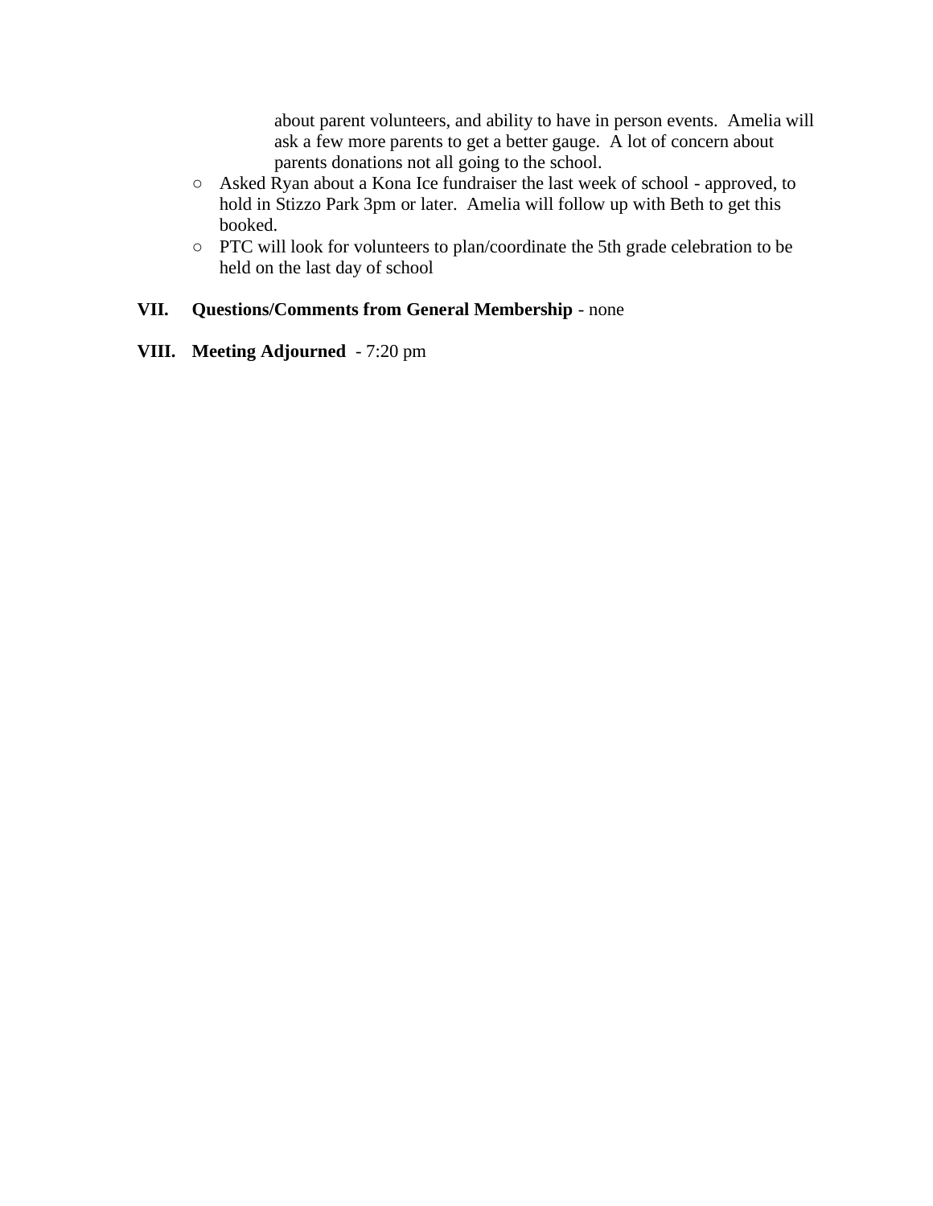about parent volunteers, and ability to have in person events. Amelia will ask a few more parents to get a better gauge. A lot of concern about parents donations not all going to the school.

- Asked Ryan about a Kona Ice fundraiser the last week of school - approved, to hold in Stizzo Park 3pm or later. Amelia will follow up with Beth to get this booked.
- PTC will look for volunteers to plan/coordinate the 5th grade celebration to be held on the last day of school

**VII. Questions/Comments from General Membership** - none

**VIII. Meeting Adjourned** - 7:20 pm